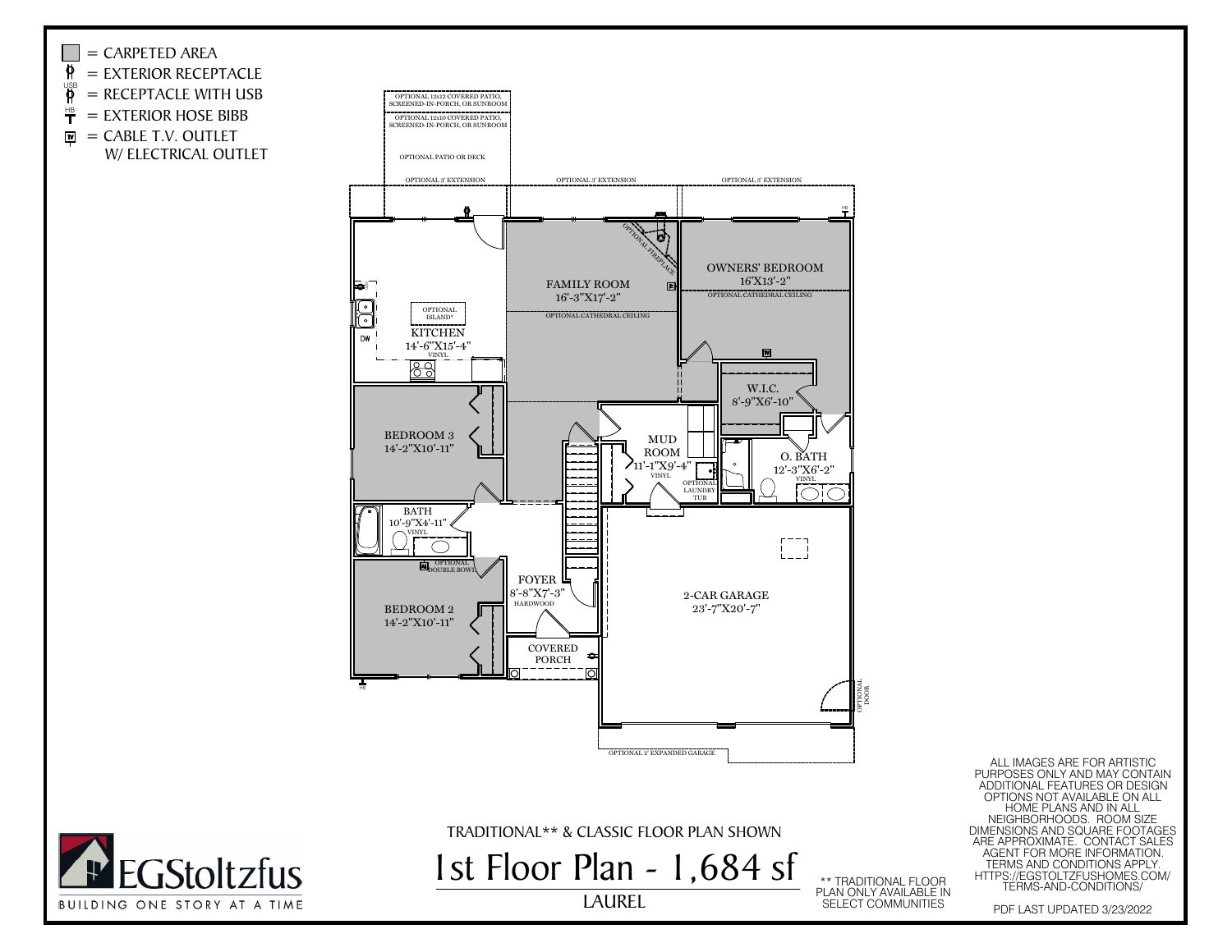= CARPETED AREA
= EXTERIOR RECEPTACLE
= RECEPTACLE WITH USB
= EXTERIOR HOSE BIBB
= CABLE T.V. OUTLET W/ ELECTRICAL OUTLET

OPTIONAL 12x12 COVERED PATIO, SCREENED-IN-PORCH, OR SUNROOM

OPTIONAL 12x10 COVERED PATIO, SCREENED-IN-PORCH, OR SUNROOM

OPTIONAL PATIO OR DECK

OPTIONAL 3' EXTENSION

OPTIONAL 3' EXTENSION

OPTIONAL 3' EXTENSION

OPTIONAL FIREPLACE

FAMILY ROOM
16'-3"X17'-2"
OPTIONAL CATHEDRAL CEILING

OWNERS' BEDROOM
16'X13'-2"
OPTIONAL CATHEDRAL CEILING

OPTIONAL ISLAND*

KITCHEN
14'-6"X15'-4"
VINYL

DW

W.I.C.
8'-9"X6'-10"

BEDROOM 3
14'-2"X10'-11"

MUD ROOM
11'-1"X9'-4"
VINYL

OPTIONAL LAUNDRY TUB

O. BATH
12'-3"X6'-2"
VINYL

BATH
10'-9"X4'-11"
VINYL

OPTIONAL DOUBLE BOWL

FOYER
8'-8"X7'-3"
HARDWOOD

2-CAR GARAGE
23'-7"X20'-7"

BEDROOM 2
14'-2"X10'-11"

COVERED PORCH

OPTIONAL DOOR

OPTIONAL 2' EXPANDED GARAGE

TRADITIONAL** & CLASSIC FLOOR PLAN SHOWN

# 1st Floor Plan - 1,684 sf

LAUREL

** TRADITIONAL FLOOR PLAN ONLY AVAILABLE IN SELECT COMMUNITIES

ALL IMAGES ARE FOR ARTISTIC PURPOSES ONLY AND MAY CONTAIN ADDITIONAL FEATURES OR DESIGN OPTIONS NOT AVAILABLE ON ALL HOME PLANS AND IN ALL NEIGHBORHOODS. ROOM SIZE DIMENSIONS AND SQUARE FOOTAGES ARE APPROXIMATE. CONTACT SALES AGENT FOR MORE INFORMATION. TERMS AND CONDITIONS APPLY. HTTPS://EGSTOLTZFUSHOMES.COM/TERMS-AND-CONDITIONS/

PDF LAST UPDATED 3/23/2022

EGStoltzfus
BUILDING ONE STORY AT A TIME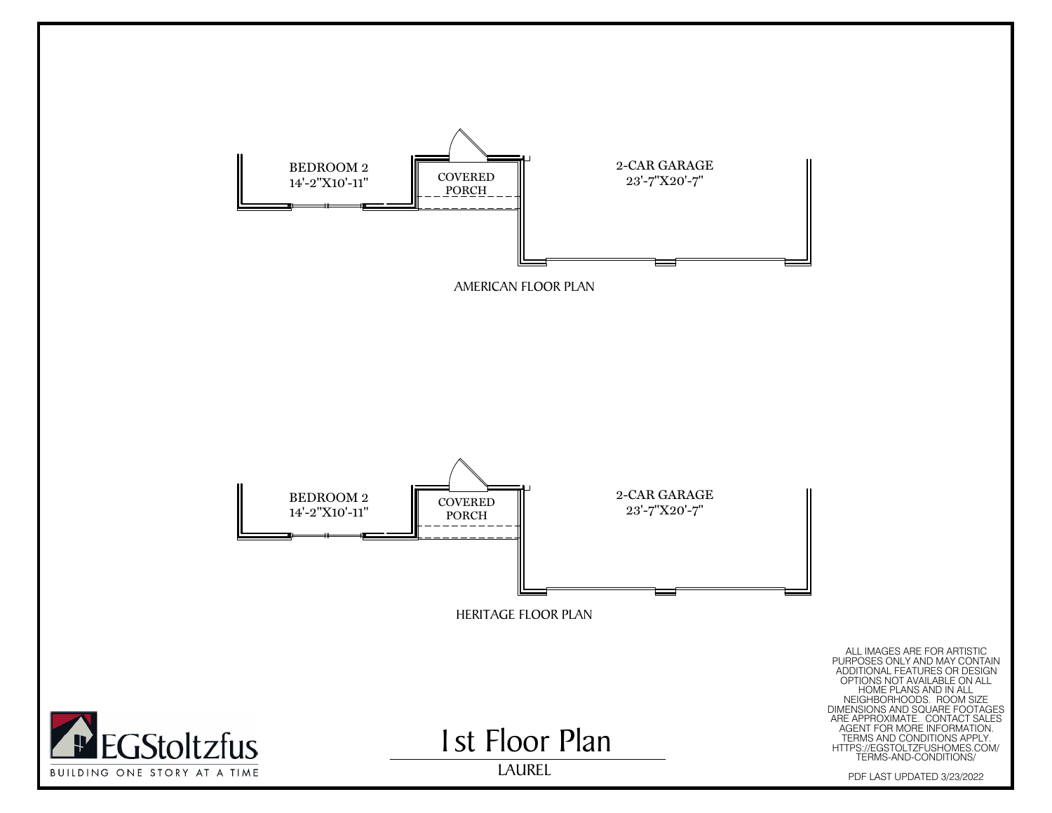BEDROOM 2
14'-2"X10'-11"

COVERED PORCH

2-CAR GARAGE
23'-7"X20'-7"

AMERICAN FLOOR PLAN

BEDROOM 2
14'-2"X10'-11"

COVERED PORCH

2-CAR GARAGE
23'-7"X20'-7"

HERITAGE FLOOR PLAN

ALL IMAGES ARE FOR ARTISTIC PURPOSES ONLY AND MAY CONTAIN ADDITIONAL FEATURES OR DESIGN OPTIONS NOT AVAILABLE ON ALL HOME PLANS AND IN ALL NEIGHBORHOODS. ROOM SIZE DIMENSIONS AND SQUARE FOOTAGES ARE APPROXIMATE. CONTACT SALES AGENT FOR MORE INFORMATION. TERMS AND CONDITIONS APPLY. HTTPS://EGSTOLTZFUSHOMES.COM/TERMS-AND-CONDITIONS/

EGStoltzfus
BUILDING ONE STORY AT A TIME

# 1st Floor Plan

LAUREL

PDF LAST UPDATED 3/23/2022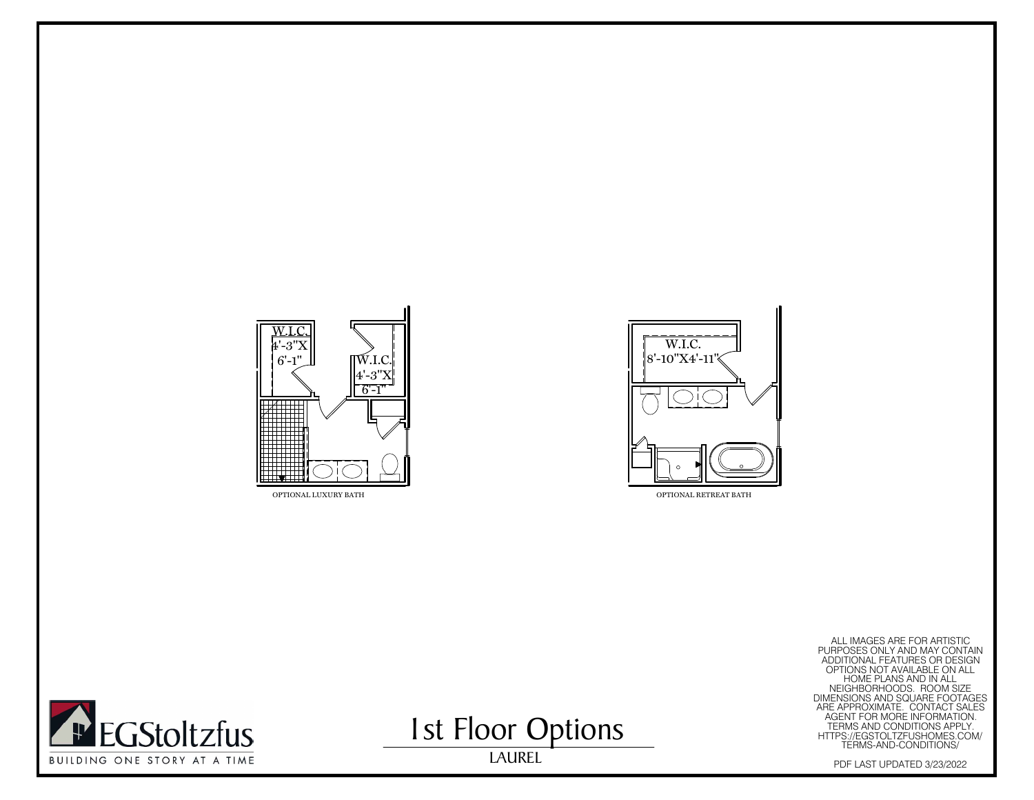W.I.C.
4'-3"X
6'-1"

W.I.C.
4'-3"X
6'-1"

OPTIONAL LUXURY BATH

W.I.C.
8'-10"X4'-11"

OPTIONAL RETREAT BATH

ALL IMAGES ARE FOR ARTISTIC PURPOSES ONLY AND MAY CONTAIN ADDITIONAL FEATURES OR DESIGN OPTIONS NOT AVAILABLE ON ALL HOME PLANS AND IN ALL NEIGHBORHOODS. ROOM SIZE DIMENSIONS AND SQUARE FOOTAGES ARE APPROXIMATE. CONTACT SALES AGENT FOR MORE INFORMATION. TERMS AND CONDITIONS APPLY. HTTPS://EGSTOLTZFUSHOMES.COM/TERMS-AND-CONDITIONS/

EGStoltzfus
BUILDING ONE STORY AT A TIME

# 1st Floor Options

LAUREL

PDF LAST UPDATED 3/23/2022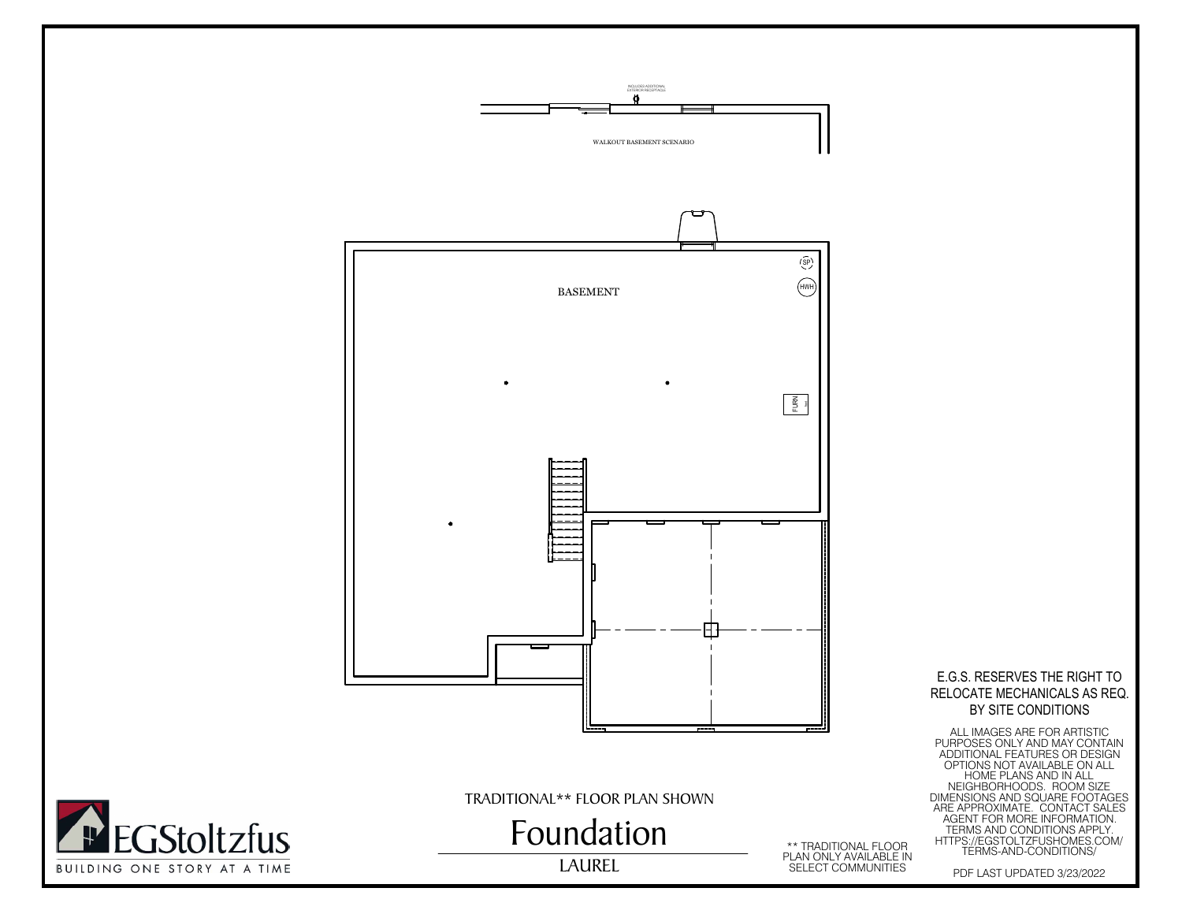INCLUDES ADDITIONAL EXTERIOR RECEPTACLE

WALKOUT BASEMENT SCENARIO

BASEMENT

SP

HWH

FURN

E.G.S. RESERVES THE RIGHT TO RELOCATE MECHANICALS AS REQ. BY SITE CONDITIONS

ALL IMAGES ARE FOR ARTISTIC PURPOSES ONLY AND MAY CONTAIN ADDITIONAL FEATURES OR DESIGN OPTIONS NOT AVAILABLE ON ALL HOME PLANS AND IN ALL NEIGHBORHOODS. ROOM SIZE DIMENSIONS AND SQUARE FOOTAGES ARE APPROXIMATE. CONTACT SALES AGENT FOR MORE INFORMATION. TERMS AND CONDITIONS APPLY. HTTPS://EGSTOLTZFUSHOMES.COM/TERMS-AND-CONDITIONS/

PDF LAST UPDATED 3/23/2022

TRADITIONAL** FLOOR PLAN SHOWN

# Foundation

LAUREL

** TRADITIONAL FLOOR PLAN ONLY AVAILABLE IN SELECT COMMUNITIES

EGStoltzfus

BUILDING ONE STORY AT A TIME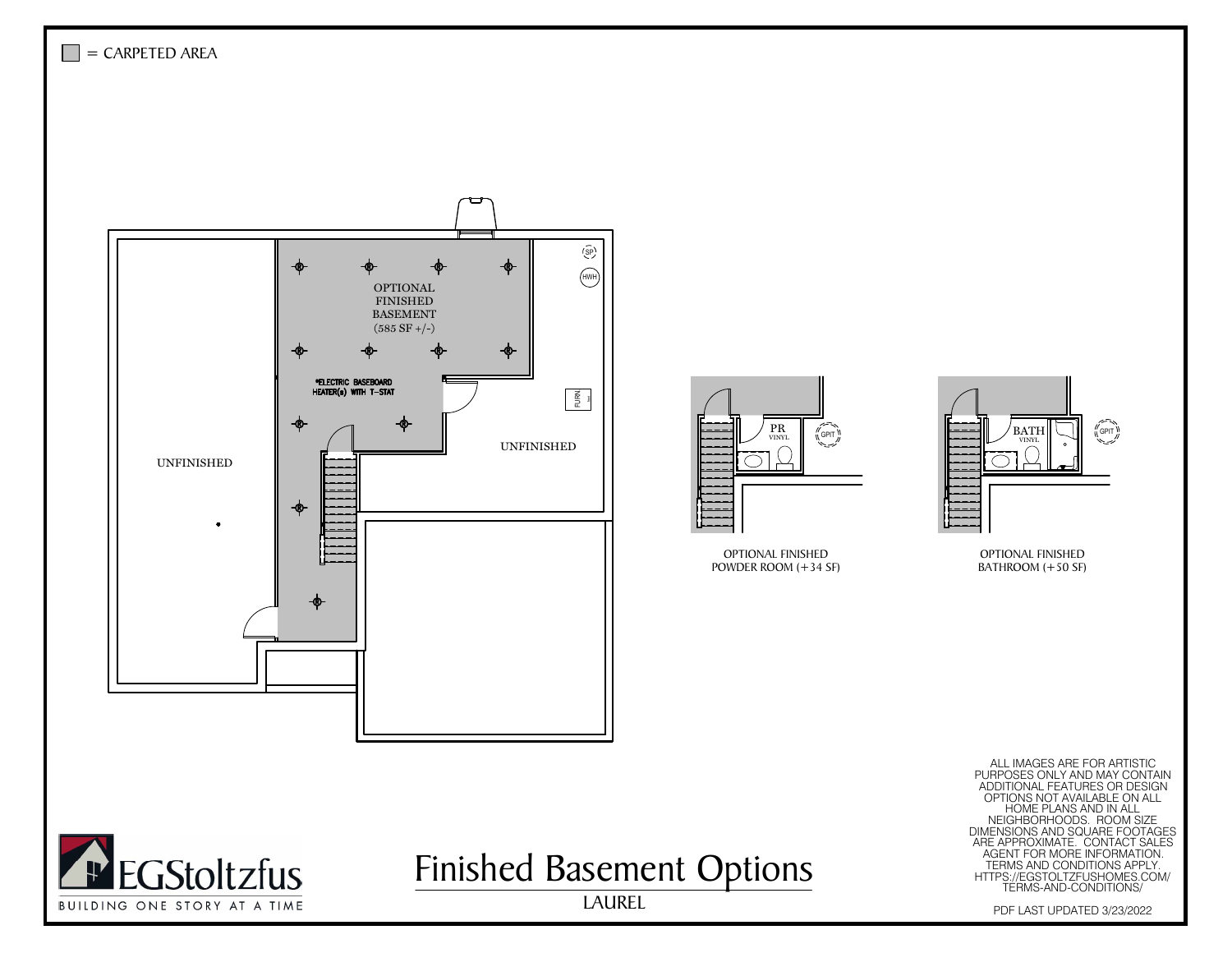■ = CARPETED AREA

OPTIONAL FINISHED BASEMENT (585 SF +/-)

*ELECTRIC BASEBOARD HEATER(s) WITH T-STAT

UNFINISHED

UNFINISHED

SP

HWH

FURN

PR VINYL

GPIT

OPTIONAL FINISHED POWDER ROOM (+34 SF)

BATH VINYL

GPIT

OPTIONAL FINISHED BATHROOM (+50 SF)

ALL IMAGES ARE FOR ARTISTIC PURPOSES ONLY AND MAY CONTAIN ADDITIONAL FEATURES OR DESIGN OPTIONS NOT AVAILABLE ON ALL HOME PLANS AND IN ALL NEIGHBORHOODS. ROOM SIZE DIMENSIONS AND SQUARE FOOTAGES ARE APPROXIMATE. CONTACT SALES AGENT FOR MORE INFORMATION. TERMS AND CONDITIONS APPLY. HTTPS://EGSTOLTZFUSHOMES.COM/TERMS-AND-CONDITIONS/

EGStoltzfus

BUILDING ONE STORY AT A TIME

# Finished Basement Options

LAUREL

PDF LAST UPDATED 3/23/2022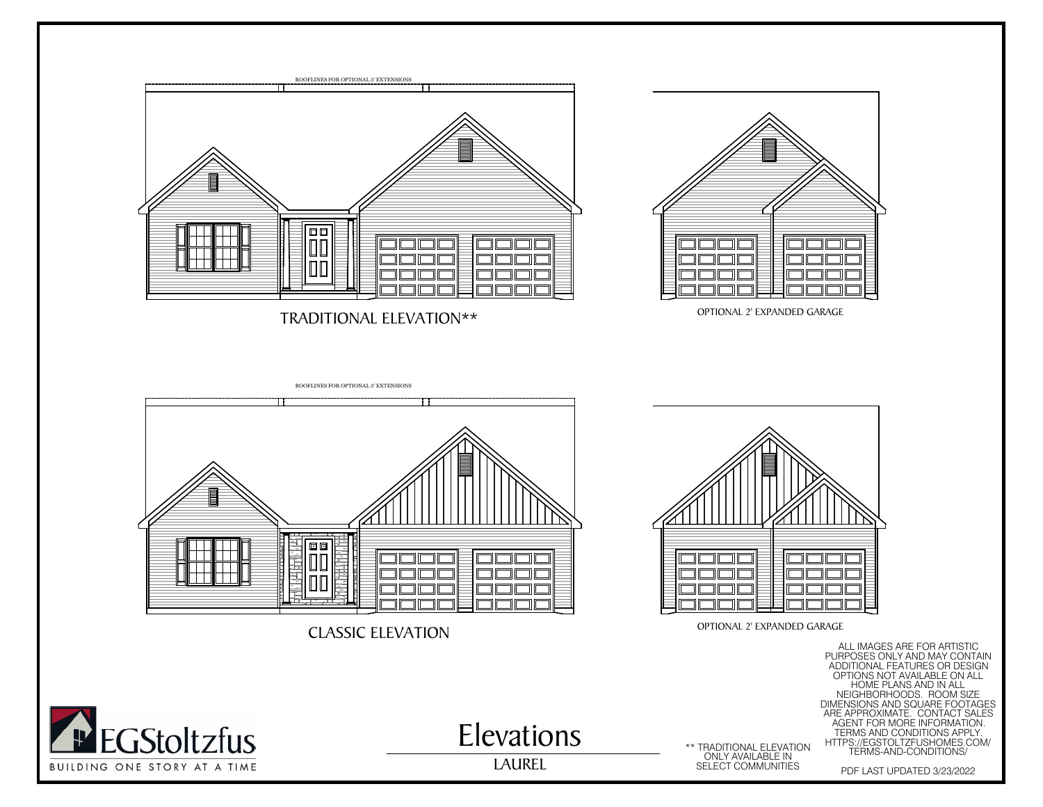ROOFLINES FOR OPTIONAL 3' EXTENSIONS

TRADITIONAL ELEVATION**

OPTIONAL 2' EXPANDED GARAGE

ROOFLINES FOR OPTIONAL 3' EXTENSIONS

CLASSIC ELEVATION

OPTIONAL 2' EXPANDED GARAGE

ALL IMAGES ARE FOR ARTISTIC PURPOSES ONLY AND MAY CONTAIN ADDITIONAL FEATURES OR DESIGN OPTIONS NOT AVAILABLE ON ALL HOME PLANS AND IN ALL NEIGHBORHOODS. ROOM SIZE DIMENSIONS AND SQUARE FOOTAGES ARE APPROXIMATE. CONTACT SALES AGENT FOR MORE INFORMATION. TERMS AND CONDITIONS APPLY. HTTPS://EGSTOLTZFUSHOMES.COM/TERMS-AND-CONDITIONS/

EGStoltzfus

BUILDING ONE STORY AT A TIME

# Elevations

LAUREL

** TRADITIONAL ELEVATION ONLY AVAILABLE IN SELECT COMMUNITIES

PDF LAST UPDATED 3/23/2022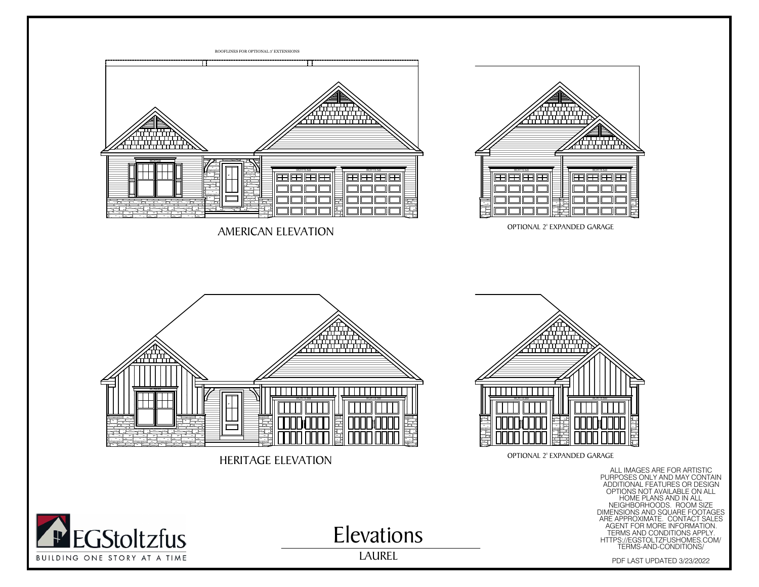ROOFLINES FOR OPTIONAL 3' EXTENSIONS

AMERICAN ELEVATION

OPTIONAL 2' EXPANDED GARAGE

HERITAGE ELEVATION

OPTIONAL 2' EXPANDED GARAGE

ALL IMAGES ARE FOR ARTISTIC PURPOSES ONLY AND MAY CONTAIN ADDITIONAL FEATURES OR DESIGN OPTIONS NOT AVAILABLE ON ALL HOME PLANS AND IN ALL NEIGHBORHOODS. ROOM SIZE DIMENSIONS AND SQUARE FOOTAGES ARE APPROXIMATE. CONTACT SALES AGENT FOR MORE INFORMATION. TERMS AND CONDITIONS APPLY. HTTPS://EGSTOLTZFUSHOMES.COM/TERMS-AND-CONDITIONS/

EGStoltzfus

BUILDING ONE STORY AT A TIME

# Elevations

LAUREL

PDF LAST UPDATED 3/23/2022